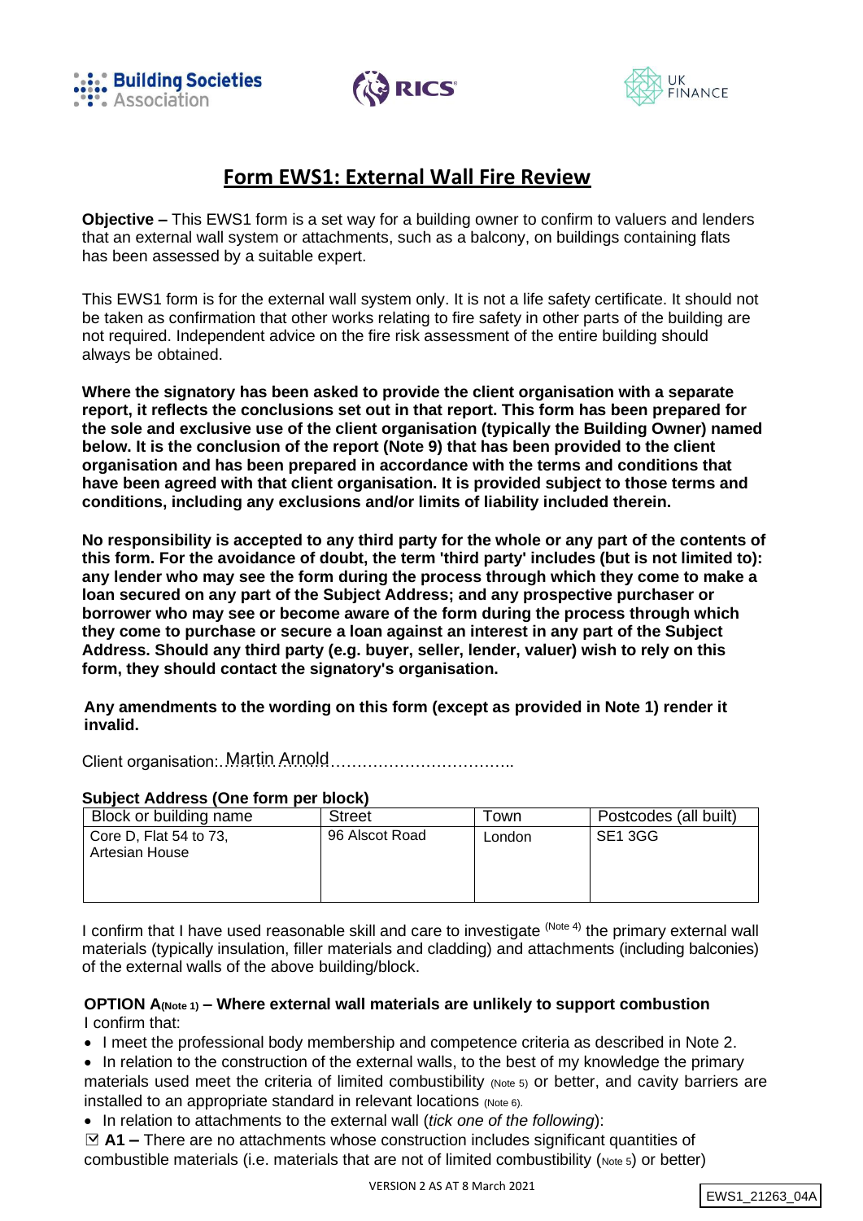Building Societies Association   RICS   UK FINANCE

# Form EWS1: External Wall Fire Review

**Objective –** This EWS1 form is a set way for a building owner to confirm to valuers and lenders that an external wall system or attachments, such as a balcony, on buildings containing flats has been assessed by a suitable expert.

This EWS1 form is for the external wall system only. It is not a life safety certificate. It should not be taken as confirmation that other works relating to fire safety in other parts of the building are not required. Independent advice on the fire risk assessment of the entire building should always be obtained.

**Where the signatory has been asked to provide the client organisation with a separate report, it reflects the conclusions set out in that report. This form has been prepared for the sole and exclusive use of the client organisation (typically the Building Owner) named below. It is the conclusion of the report (Note 9) that has been provided to the client organisation and has been prepared in accordance with the terms and conditions that have been agreed with that client organisation. It is provided subject to those terms and conditions, including any exclusions and/or limits of liability included therein.**

**No responsibility is accepted to any third party for the whole or any part of the contents of this form. For the avoidance of doubt, the term 'third party' includes (but is not limited to): any lender who may see the form during the process through which they come to make a loan secured on any part of the Subject Address; and any prospective purchaser or borrower who may see or become aware of the form during the process through which they come to purchase or secure a loan against an interest in any part of the Subject Address. Should any third party (e.g. buyer, seller, lender, valuer) wish to rely on this form, they should contact the signatory's organisation.**

**Any amendments to the wording on this form (except as provided in Note 1) render it invalid.**

Client organisation: Martin Arnold

**Subject Address (One form per block)**

| Block or building name | Street | Town | Postcodes (all built) |
|---|---|---|---|
| Core D, Flat 54 to 73, Artesian House | 96 Alscot Road | London | SE1 3GG |

I confirm that I have used reasonable skill and care to investigate (Note 4) the primary external wall materials (typically insulation, filler materials and cladding) and attachments (including balconies) of the external walls of the above building/block.

**OPTION A (Note 1) – Where external wall materials are unlikely to support combustion**
I confirm that:

- I meet the professional body membership and competence criteria as described in Note 2.
- In relation to the construction of the external walls, to the best of my knowledge the primary materials used meet the criteria of limited combustibility (Note 5) or better, and cavity barriers are installed to an appropriate standard in relevant locations (Note 6).
- In relation to attachments to the external wall (*tick one of the following*):

☑ **A1 –** There are no attachments whose construction includes significant quantities of combustible materials (i.e. materials that are not of limited combustibility (Note 5) or better)

VERSION 2 AS AT 8 March 2021

EWS1_21263_04A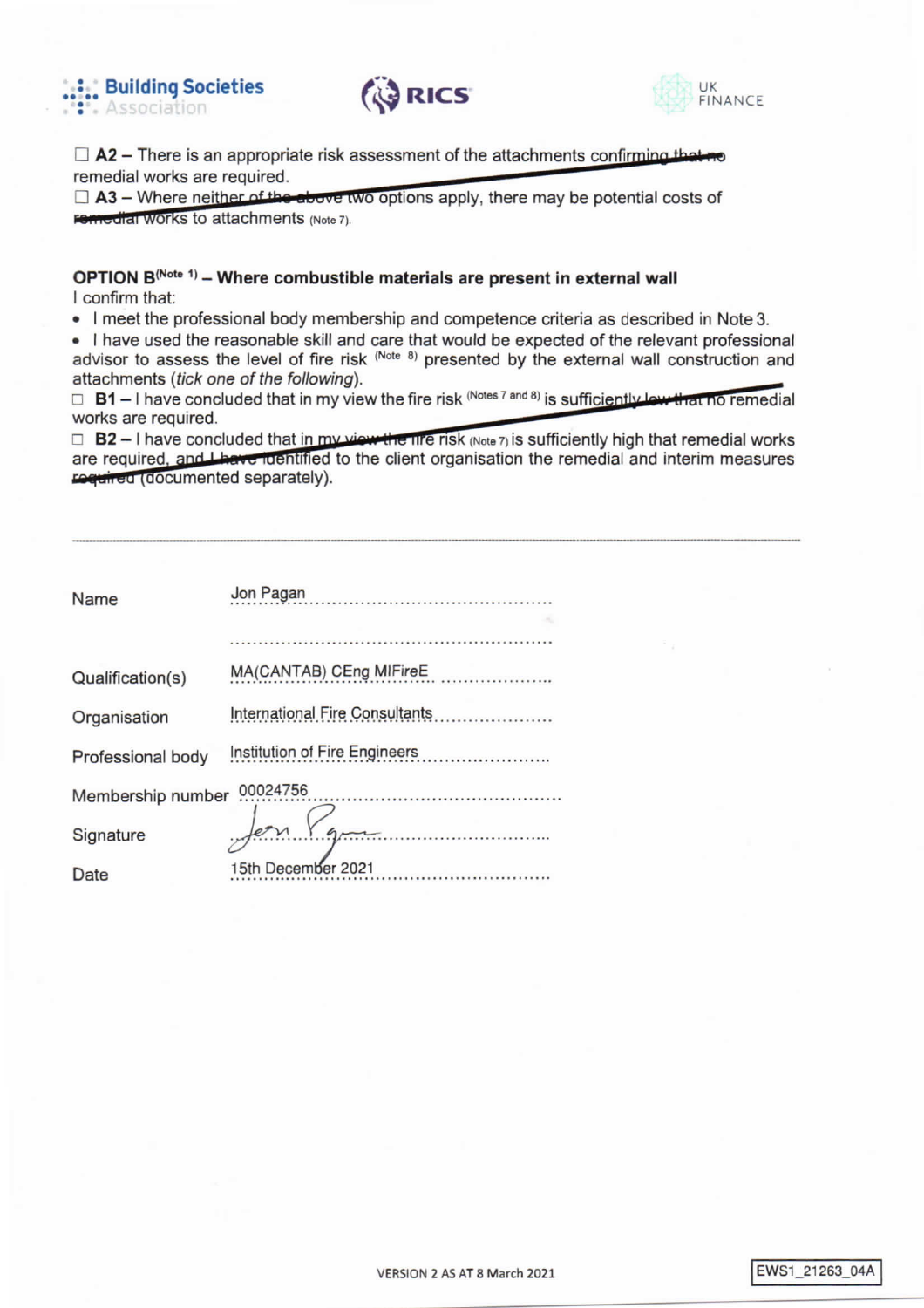☐ **A2** – There is an appropriate risk assessment of the attachments confirming that no remedial works are required.
☐ **A3** – Where neither of the above two options apply, there may be potential costs of remedial works to attachments (Note 7).

**OPTION B**[Note 1] **– Where combustible materials are present in external wall**

I confirm that:

- I meet the professional body membership and competence criteria as described in Note 3.
- I have used the reasonable skill and care that would be expected of the relevant professional advisor to assess the level of fire risk [Note 8] presented by the external wall construction and attachments (*tick one of the following*).

☐ **B1** – I have concluded that in my view the fire risk [Notes 7 and 8] is sufficiently low that no remedial works are required.

☐ **B2** – I have concluded that in my view the fire risk (Note 7) is sufficiently high that remedial works are required, and I have identified to the client organisation the remedial and interim measures required (documented separately).

---

| | |
|---|---|
| Name | Jon Pagan |
| | |
| Qualification(s) | MA(CANTAB) CEng MIFireE |
| Organisation | International Fire Consultants |
| Professional body | Institution of Fire Engineers |
| Membership number | 00024756 |
| Signature | *[signature]* |
| Date | 15th December 2021 |

VERSION 2 AS AT 8 March 2021

EWS1_21263_04A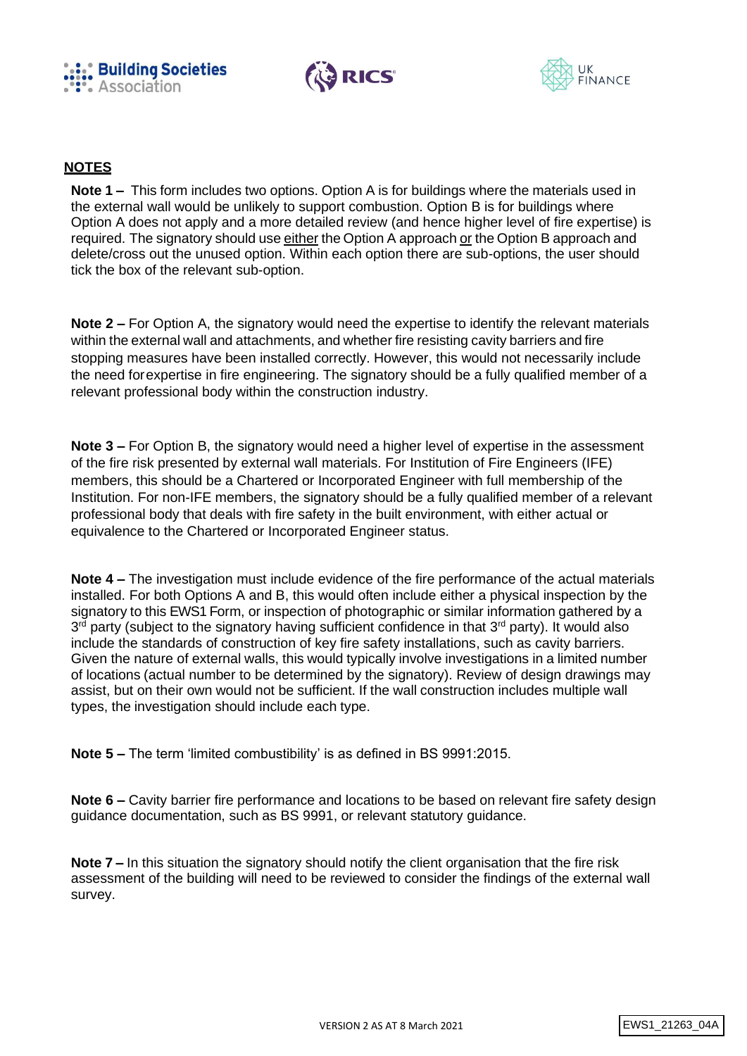## NOTES

**Note 1 –** This form includes two options. Option A is for buildings where the materials used in the external wall would be unlikely to support combustion. Option B is for buildings where Option A does not apply and a more detailed review (and hence higher level of fire expertise) is required. The signatory should use either the Option A approach or the Option B approach and delete/cross out the unused option. Within each option there are sub-options, the user should tick the box of the relevant sub-option.

**Note 2 –** For Option A, the signatory would need the expertise to identify the relevant materials within the external wall and attachments, and whether fire resisting cavity barriers and fire stopping measures have been installed correctly. However, this would not necessarily include the need for expertise in fire engineering. The signatory should be a fully qualified member of a relevant professional body within the construction industry.

**Note 3 –** For Option B, the signatory would need a higher level of expertise in the assessment of the fire risk presented by external wall materials. For Institution of Fire Engineers (IFE) members, this should be a Chartered or Incorporated Engineer with full membership of the Institution. For non-IFE members, the signatory should be a fully qualified member of a relevant professional body that deals with fire safety in the built environment, with either actual or equivalence to the Chartered or Incorporated Engineer status.

**Note 4 –** The investigation must include evidence of the fire performance of the actual materials installed. For both Options A and B, this would often include either a physical inspection by the signatory to this EWS1 Form, or inspection of photographic or similar information gathered by a 3rd party (subject to the signatory having sufficient confidence in that 3rd party). It would also include the standards of construction of key fire safety installations, such as cavity barriers. Given the nature of external walls, this would typically involve investigations in a limited number of locations (actual number to be determined by the signatory). Review of design drawings may assist, but on their own would not be sufficient. If the wall construction includes multiple wall types, the investigation should include each type.

**Note 5 –** The term 'limited combustibility' is as defined in BS 9991:2015.

**Note 6 –** Cavity barrier fire performance and locations to be based on relevant fire safety design guidance documentation, such as BS 9991, or relevant statutory guidance.

**Note 7 –** In this situation the signatory should notify the client organisation that the fire risk assessment of the building will need to be reviewed to consider the findings of the external wall survey.

VERSION 2 AS AT 8 March 2021

EWS1_21263_04A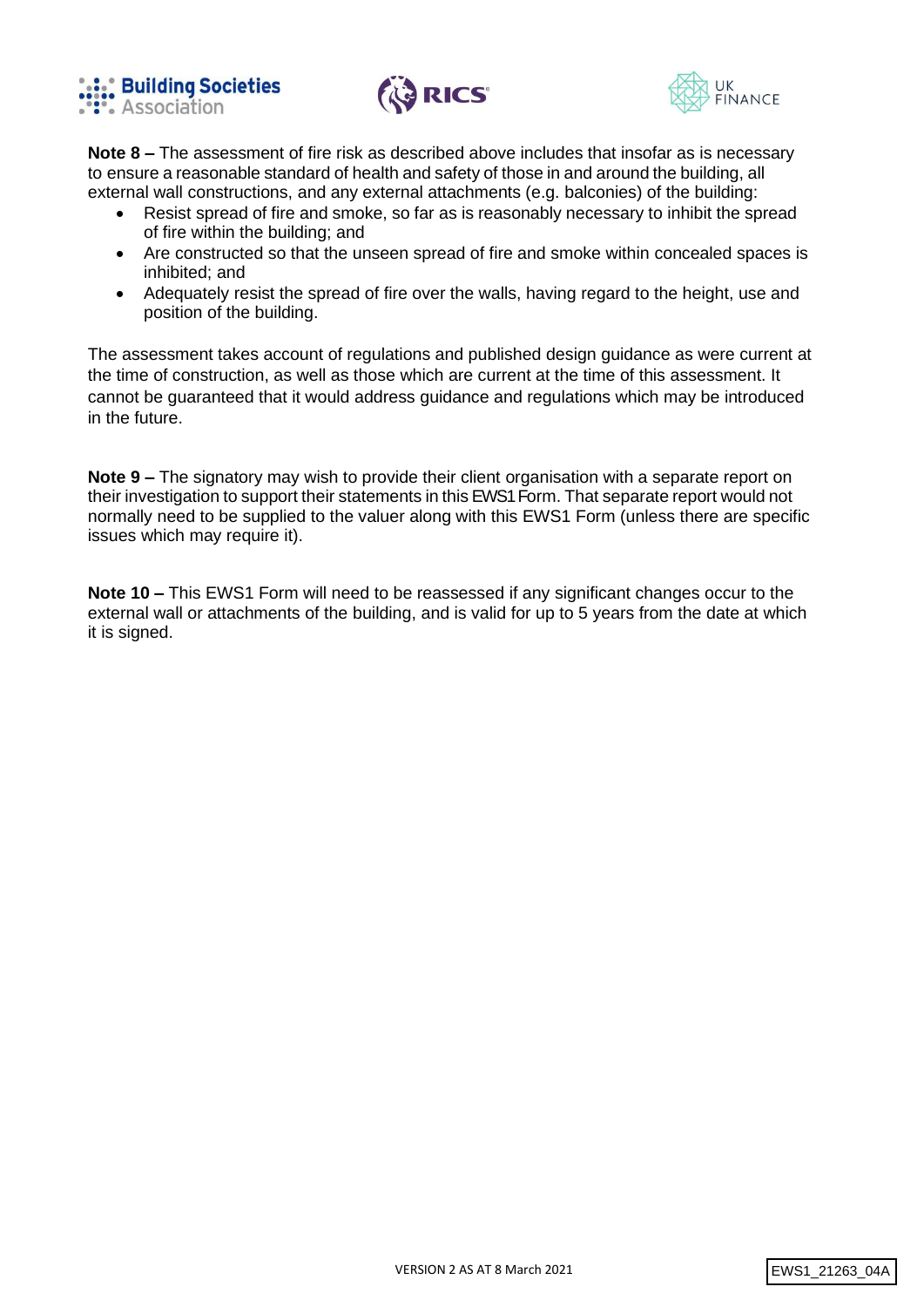**Note 8 –** The assessment of fire risk as described above includes that insofar as is necessary to ensure a reasonable standard of health and safety of those in and around the building, all external wall constructions, and any external attachments (e.g. balconies) of the building:

- Resist spread of fire and smoke, so far as is reasonably necessary to inhibit the spread of fire within the building; and
- Are constructed so that the unseen spread of fire and smoke within concealed spaces is inhibited; and
- Adequately resist the spread of fire over the walls, having regard to the height, use and position of the building.

The assessment takes account of regulations and published design guidance as were current at the time of construction, as well as those which are current at the time of this assessment. It cannot be guaranteed that it would address guidance and regulations which may be introduced in the future.

**Note 9 –** The signatory may wish to provide their client organisation with a separate report on their investigation to support their statements in this EWS1 Form. That separate report would not normally need to be supplied to the valuer along with this EWS1 Form (unless there are specific issues which may require it).

**Note 10 –** This EWS1 Form will need to be reassessed if any significant changes occur to the external wall or attachments of the building, and is valid for up to 5 years from the date at which it is signed.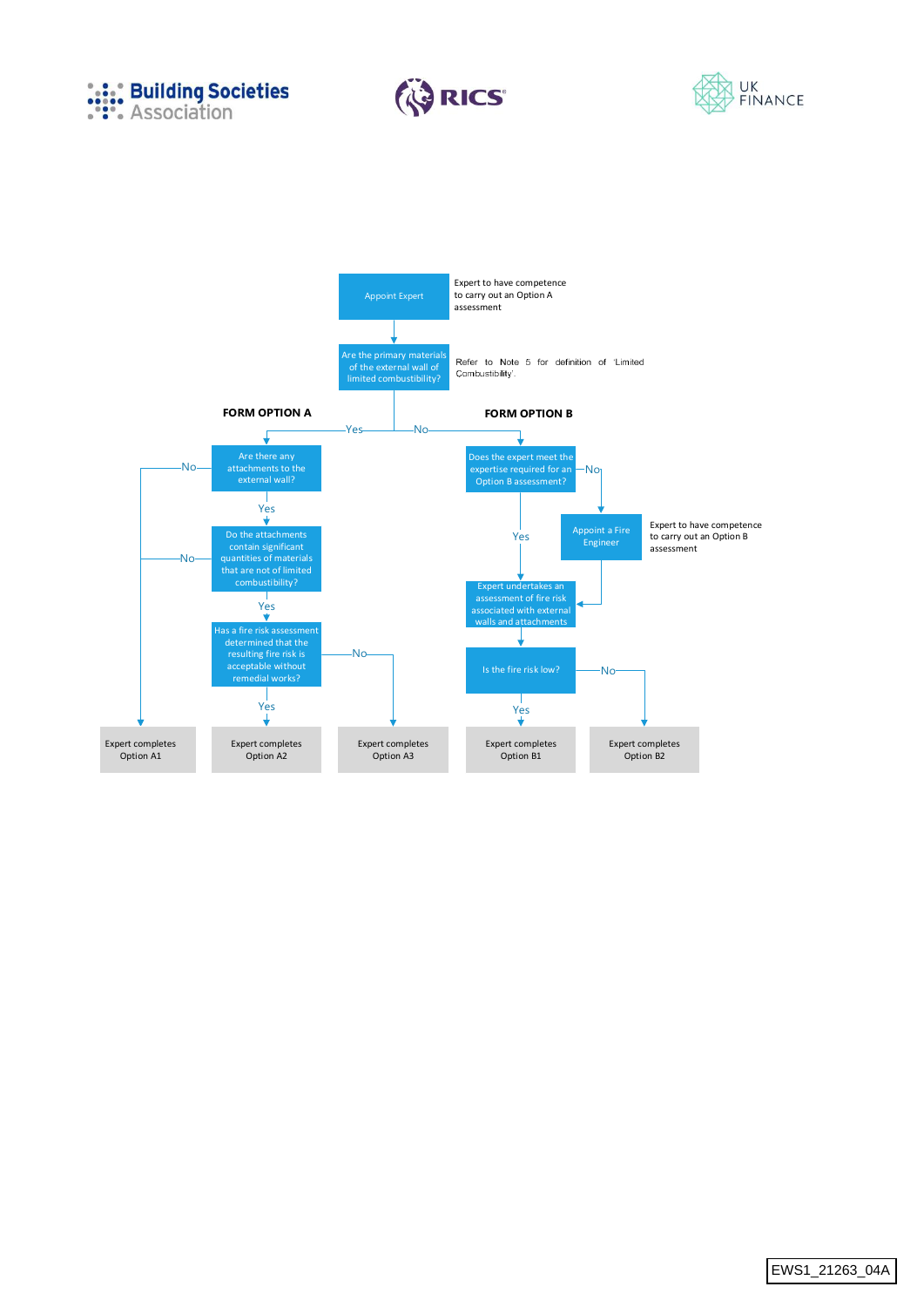Building Societies Association

RICS

UK FINANCE

Appoint Expert

Expert to have competence to carry out an Option A assessment

Are the primary materials of the external wall of limited combustibility?

Refer to Note 5 for definition of 'Limited Combustibility'.

**FORM OPTION A**

**FORM OPTION B**

Yes

No

Are there any attachments to the external wall?

No

Yes

Do the attachments contain significant quantities of materials that are not of limited combustibility?

No

Yes

Has a fire risk assessment determined that the resulting fire risk is acceptable without remedial works?

No

Yes

Does the expert meet the expertise required for an Option B assessment?

No

Appoint a Fire Engineer

Expert to have competence to carry out an Option B assessment

Yes

Expert undertakes an assessment of fire risk associated with external walls and attachments

Is the fire risk low?

No

Yes

Expert completes Option A1

Expert completes Option A2

Expert completes Option A3

Expert completes Option B1

Expert completes Option B2

EWS1_21263_04A